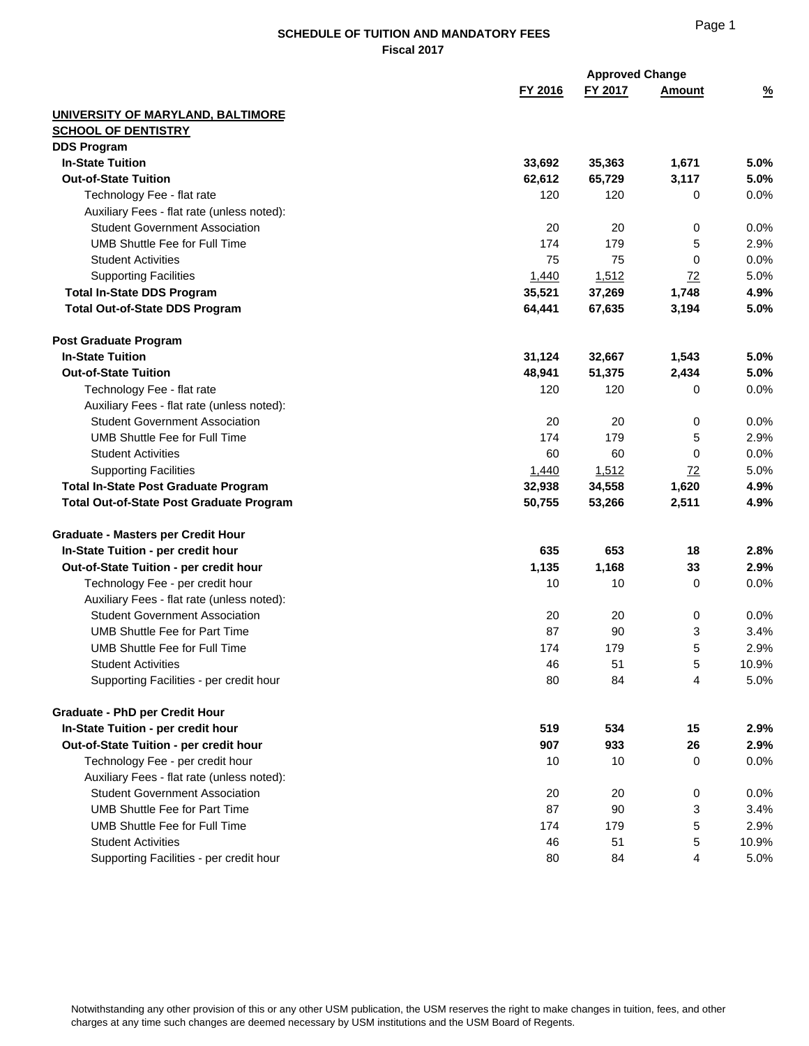**SCHEDULE OF TUITION AND MANDATORY FEES**
**Fiscal 2017**

| | FY 2016 | FY 2017 | Approved Change Amount | % |
|---|---|---|---|---|
| **UNIVERSITY OF MARYLAND, BALTIMORE** | | | | |
| **SCHOOL OF DENTISTRY** | | | | |
| **DDS Program** | | | | |
| **In-State Tuition** | **33,692** | **35,363** | **1,671** | **5.0%** |
| **Out-of-State Tuition** | **62,612** | **65,729** | **3,117** | **5.0%** |
| Technology Fee - flat rate | 120 | 120 | 0 | 0.0% |
| Auxiliary Fees - flat rate (unless noted): | | | | |
| Student Government Association | 20 | 20 | 0 | 0.0% |
| UMB Shuttle Fee for Full Time | 174 | 179 | 5 | 2.9% |
| Student Activities | 75 | 75 | 0 | 0.0% |
| Supporting Facilities | 1,440 | 1,512 | 72 | 5.0% |
| **Total In-State DDS Program** | **35,521** | **37,269** | **1,748** | **4.9%** |
| **Total Out-of-State DDS Program** | **64,441** | **67,635** | **3,194** | **5.0%** |
| | | | | |
| **Post Graduate Program** | | | | |
| **In-State Tuition** | **31,124** | **32,667** | **1,543** | **5.0%** |
| **Out-of-State Tuition** | **48,941** | **51,375** | **2,434** | **5.0%** |
| Technology Fee - flat rate | 120 | 120 | 0 | 0.0% |
| Auxiliary Fees - flat rate (unless noted): | | | | |
| Student Government Association | 20 | 20 | 0 | 0.0% |
| UMB Shuttle Fee for Full Time | 174 | 179 | 5 | 2.9% |
| Student Activities | 60 | 60 | 0 | 0.0% |
| Supporting Facilities | 1,440 | 1,512 | 72 | 5.0% |
| **Total In-State Post Graduate Program** | **32,938** | **34,558** | **1,620** | **4.9%** |
| **Total Out-of-State Post Graduate Program** | **50,755** | **53,266** | **2,511** | **4.9%** |
| | | | | |
| **Graduate - Masters per Credit Hour** | | | | |
| **In-State Tuition - per credit hour** | **635** | **653** | **18** | **2.8%** |
| **Out-of-State Tuition - per credit hour** | **1,135** | **1,168** | **33** | **2.9%** |
| Technology Fee - per credit hour | 10 | 10 | 0 | 0.0% |
| Auxiliary Fees - flat rate (unless noted): | | | | |
| Student Government Association | 20 | 20 | 0 | 0.0% |
| UMB Shuttle Fee for Part Time | 87 | 90 | 3 | 3.4% |
| UMB Shuttle Fee for Full Time | 174 | 179 | 5 | 2.9% |
| Student Activities | 46 | 51 | 5 | 10.9% |
| Supporting Facilities - per credit hour | 80 | 84 | 4 | 5.0% |
| | | | | |
| **Graduate - PhD per Credit Hour** | | | | |
| **In-State Tuition - per credit hour** | **519** | **534** | **15** | **2.9%** |
| **Out-of-State Tuition - per credit hour** | **907** | **933** | **26** | **2.9%** |
| Technology Fee - per credit hour | 10 | 10 | 0 | 0.0% |
| Auxiliary Fees - flat rate (unless noted): | | | | |
| Student Government Association | 20 | 20 | 0 | 0.0% |
| UMB Shuttle Fee for Part Time | 87 | 90 | 3 | 3.4% |
| UMB Shuttle Fee for Full Time | 174 | 179 | 5 | 2.9% |
| Student Activities | 46 | 51 | 5 | 10.9% |
| Supporting Facilities - per credit hour | 80 | 84 | 4 | 5.0% |

Notwithstanding any other provision of this or any other USM publication, the USM reserves the right to make changes in tuition, fees, and other charges at any time such changes are deemed necessary by USM institutions and the USM Board of Regents.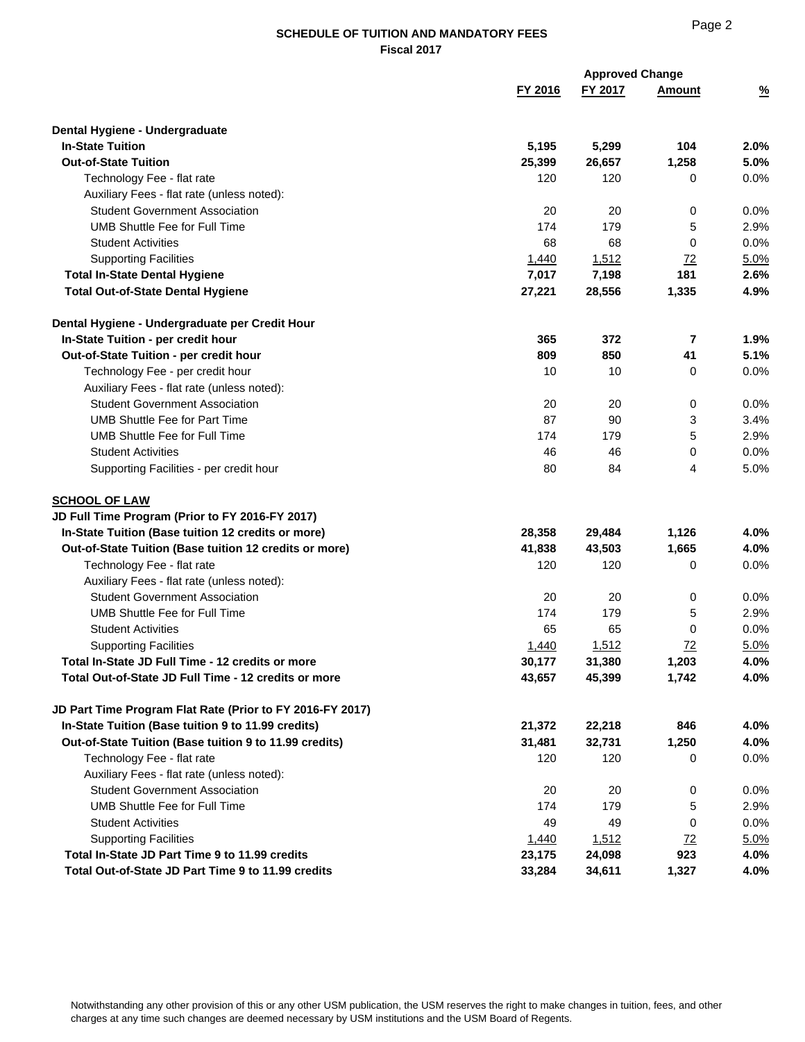## SCHEDULE OF TUITION AND MANDATORY FEES
### Fiscal 2017

| | FY 2016 | FY 2017 | Approved Change Amount | % |
|---|---|---|---|---|
| **Dental Hygiene - Undergraduate** | | | | |
| **In-State Tuition** | **5,195** | **5,299** | **104** | **2.0%** |
| **Out-of-State Tuition** | **25,399** | **26,657** | **1,258** | **5.0%** |
| Technology Fee - flat rate | 120 | 120 | 0 | 0.0% |
| Auxiliary Fees - flat rate (unless noted): | | | | |
| Student Government Association | 20 | 20 | 0 | 0.0% |
| UMB Shuttle Fee for Full Time | 174 | 179 | 5 | 2.9% |
| Student Activities | 68 | 68 | 0 | 0.0% |
| Supporting Facilities | 1,440 | 1,512 | 72 | 5.0% |
| **Total In-State Dental Hygiene** | **7,017** | **7,198** | **181** | **2.6%** |
| **Total Out-of-State Dental Hygiene** | **27,221** | **28,556** | **1,335** | **4.9%** |
| | | | | |
| **Dental Hygiene - Undergraduate per Credit Hour** | | | | |
| **In-State Tuition - per credit hour** | **365** | **372** | **7** | **1.9%** |
| **Out-of-State Tuition - per credit hour** | **809** | **850** | **41** | **5.1%** |
| Technology Fee - per credit hour | 10 | 10 | 0 | 0.0% |
| Auxiliary Fees - flat rate (unless noted): | | | | |
| Student Government Association | 20 | 20 | 0 | 0.0% |
| UMB Shuttle Fee for Part Time | 87 | 90 | 3 | 3.4% |
| UMB Shuttle Fee for Full Time | 174 | 179 | 5 | 2.9% |
| Student Activities | 46 | 46 | 0 | 0.0% |
| Supporting Facilities - per credit hour | 80 | 84 | 4 | 5.0% |
| | | | | |
| **SCHOOL OF LAW** | | | | |
| **JD Full Time Program (Prior to FY 2016-FY 2017)** | | | | |
| **In-State Tuition (Base tuition 12 credits or more)** | **28,358** | **29,484** | **1,126** | **4.0%** |
| **Out-of-State Tuition (Base tuition 12 credits or more)** | **41,838** | **43,503** | **1,665** | **4.0%** |
| Technology Fee - flat rate | 120 | 120 | 0 | 0.0% |
| Auxiliary Fees - flat rate (unless noted): | | | | |
| Student Government Association | 20 | 20 | 0 | 0.0% |
| UMB Shuttle Fee for Full Time | 174 | 179 | 5 | 2.9% |
| Student Activities | 65 | 65 | 0 | 0.0% |
| Supporting Facilities | 1,440 | 1,512 | 72 | 5.0% |
| **Total In-State JD Full Time - 12 credits or more** | **30,177** | **31,380** | **1,203** | **4.0%** |
| **Total Out-of-State JD Full Time - 12 credits or more** | **43,657** | **45,399** | **1,742** | **4.0%** |
| | | | | |
| **JD Part Time Program Flat Rate (Prior to FY 2016-FY 2017)** | | | | |
| **In-State Tuition (Base tuition 9 to 11.99 credits)** | **21,372** | **22,218** | **846** | **4.0%** |
| **Out-of-State Tuition (Base tuition 9 to 11.99 credits)** | **31,481** | **32,731** | **1,250** | **4.0%** |
| Technology Fee - flat rate | 120 | 120 | 0 | 0.0% |
| Auxiliary Fees - flat rate (unless noted): | | | | |
| Student Government Association | 20 | 20 | 0 | 0.0% |
| UMB Shuttle Fee for Full Time | 174 | 179 | 5 | 2.9% |
| Student Activities | 49 | 49 | 0 | 0.0% |
| Supporting Facilities | 1,440 | 1,512 | 72 | 5.0% |
| **Total In-State JD Part Time 9 to 11.99 credits** | **23,175** | **24,098** | **923** | **4.0%** |
| **Total Out-of-State JD Part Time 9 to 11.99 credits** | **33,284** | **34,611** | **1,327** | **4.0%** |

Notwithstanding any other provision of this or any other USM publication, the USM reserves the right to make changes in tuition, fees, and other charges at any time such changes are deemed necessary by USM institutions and the USM Board of Regents.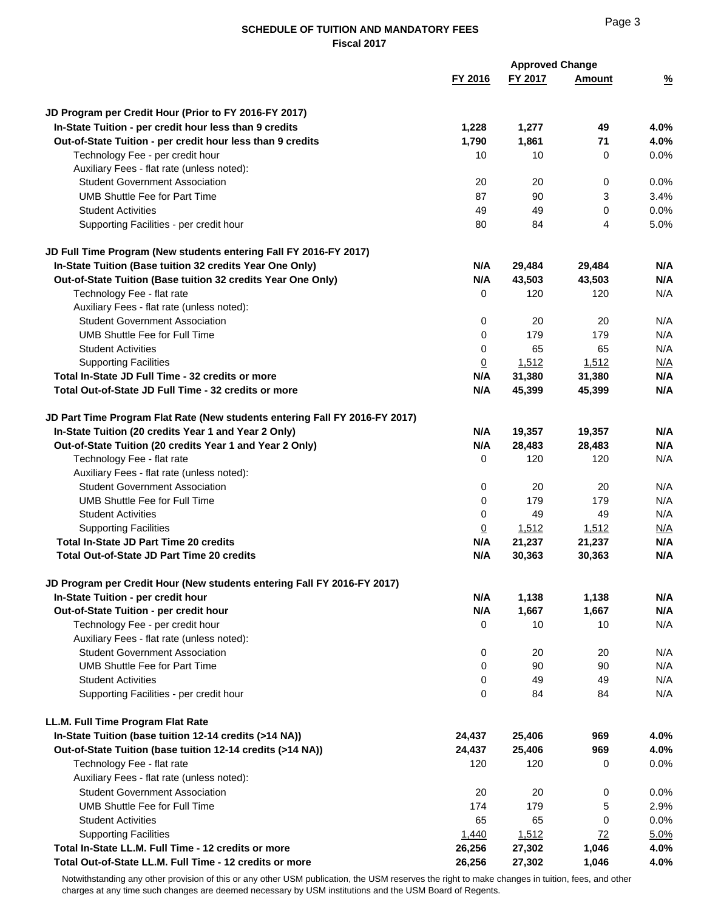## SCHEDULE OF TUITION AND MANDATORY FEES
### Fiscal 2017

| | FY 2016 | FY 2017 | Approved Change Amount | % |
|---|---|---|---|---|
| **JD Program per Credit Hour (Prior to FY 2016-FY 2017)** | | | | |
| **In-State Tuition - per credit hour less than 9 credits** | **1,228** | **1,277** | **49** | **4.0%** |
| **Out-of-State Tuition - per credit hour less than 9 credits** | **1,790** | **1,861** | **71** | **4.0%** |
| Technology Fee - per credit hour | 10 | 10 | 0 | 0.0% |
| Auxiliary Fees - flat rate (unless noted): | | | | |
| Student Government Association | 20 | 20 | 0 | 0.0% |
| UMB Shuttle Fee for Part Time | 87 | 90 | 3 | 3.4% |
| Student Activities | 49 | 49 | 0 | 0.0% |
| Supporting Facilities - per credit hour | 80 | 84 | 4 | 5.0% |
| **JD Full Time Program (New students entering Fall FY 2016-FY 2017)** | | | | |
| **In-State Tuition (Base tuition 32 credits Year One Only)** | **N/A** | **29,484** | **29,484** | **N/A** |
| **Out-of-State Tuition (Base tuition 32 credits Year One Only)** | **N/A** | **43,503** | **43,503** | **N/A** |
| Technology Fee - flat rate | 0 | 120 | 120 | N/A |
| Auxiliary Fees - flat rate (unless noted): | | | | |
| Student Government Association | 0 | 20 | 20 | N/A |
| UMB Shuttle Fee for Full Time | 0 | 179 | 179 | N/A |
| Student Activities | 0 | 65 | 65 | N/A |
| Supporting Facilities | 0 | 1,512 | 1,512 | N/A |
| **Total In-State JD Full Time - 32 credits or more** | **N/A** | **31,380** | **31,380** | **N/A** |
| **Total Out-of-State JD Full Time - 32 credits or more** | **N/A** | **45,399** | **45,399** | **N/A** |
| **JD Part Time Program Flat Rate (New students entering Fall FY 2016-FY 2017)** | | | | |
| **In-State Tuition (20 credits Year 1 and Year 2 Only)** | **N/A** | **19,357** | **19,357** | **N/A** |
| **Out-of-State Tuition (20 credits Year 1 and Year 2 Only)** | **N/A** | **28,483** | **28,483** | **N/A** |
| Technology Fee - flat rate | 0 | 120 | 120 | N/A |
| Auxiliary Fees - flat rate (unless noted): | | | | |
| Student Government Association | 0 | 20 | 20 | N/A |
| UMB Shuttle Fee for Full Time | 0 | 179 | 179 | N/A |
| Student Activities | 0 | 49 | 49 | N/A |
| Supporting Facilities | 0 | 1,512 | 1,512 | N/A |
| **Total In-State JD Part Time 20 credits** | **N/A** | **21,237** | **21,237** | **N/A** |
| **Total Out-of-State JD Part Time 20 credits** | **N/A** | **30,363** | **30,363** | **N/A** |
| **JD Program per Credit Hour (New students entering Fall FY 2016-FY 2017)** | | | | |
| **In-State Tuition - per credit hour** | **N/A** | **1,138** | **1,138** | **N/A** |
| **Out-of-State Tuition - per credit hour** | **N/A** | **1,667** | **1,667** | **N/A** |
| Technology Fee - per credit hour | 0 | 10 | 10 | N/A |
| Auxiliary Fees - flat rate (unless noted): | | | | |
| Student Government Association | 0 | 20 | 20 | N/A |
| UMB Shuttle Fee for Part Time | 0 | 90 | 90 | N/A |
| Student Activities | 0 | 49 | 49 | N/A |
| Supporting Facilities - per credit hour | 0 | 84 | 84 | N/A |
| **LL.M. Full Time Program Flat Rate** | | | | |
| **In-State Tuition (base tuition 12-14 credits (>14 NA))** | **24,437** | **25,406** | **969** | **4.0%** |
| **Out-of-State Tuition (base tuition 12-14 credits (>14 NA))** | **24,437** | **25,406** | **969** | **4.0%** |
| Technology Fee - flat rate | 120 | 120 | 0 | 0.0% |
| Auxiliary Fees - flat rate (unless noted): | | | | |
| Student Government Association | 20 | 20 | 0 | 0.0% |
| UMB Shuttle Fee for Full Time | 174 | 179 | 5 | 2.9% |
| Student Activities | 65 | 65 | 0 | 0.0% |
| Supporting Facilities | 1,440 | 1,512 | 72 | 5.0% |
| **Total In-State LL.M. Full Time - 12 credits or more** | **26,256** | **27,302** | **1,046** | **4.0%** |
| **Total Out-of-State LL.M. Full Time - 12 credits or more** | **26,256** | **27,302** | **1,046** | **4.0%** |

Notwithstanding any other provision of this or any other USM publication, the USM reserves the right to make changes in tuition, fees, and other charges at any time such changes are deemed necessary by USM institutions and the USM Board of Regents.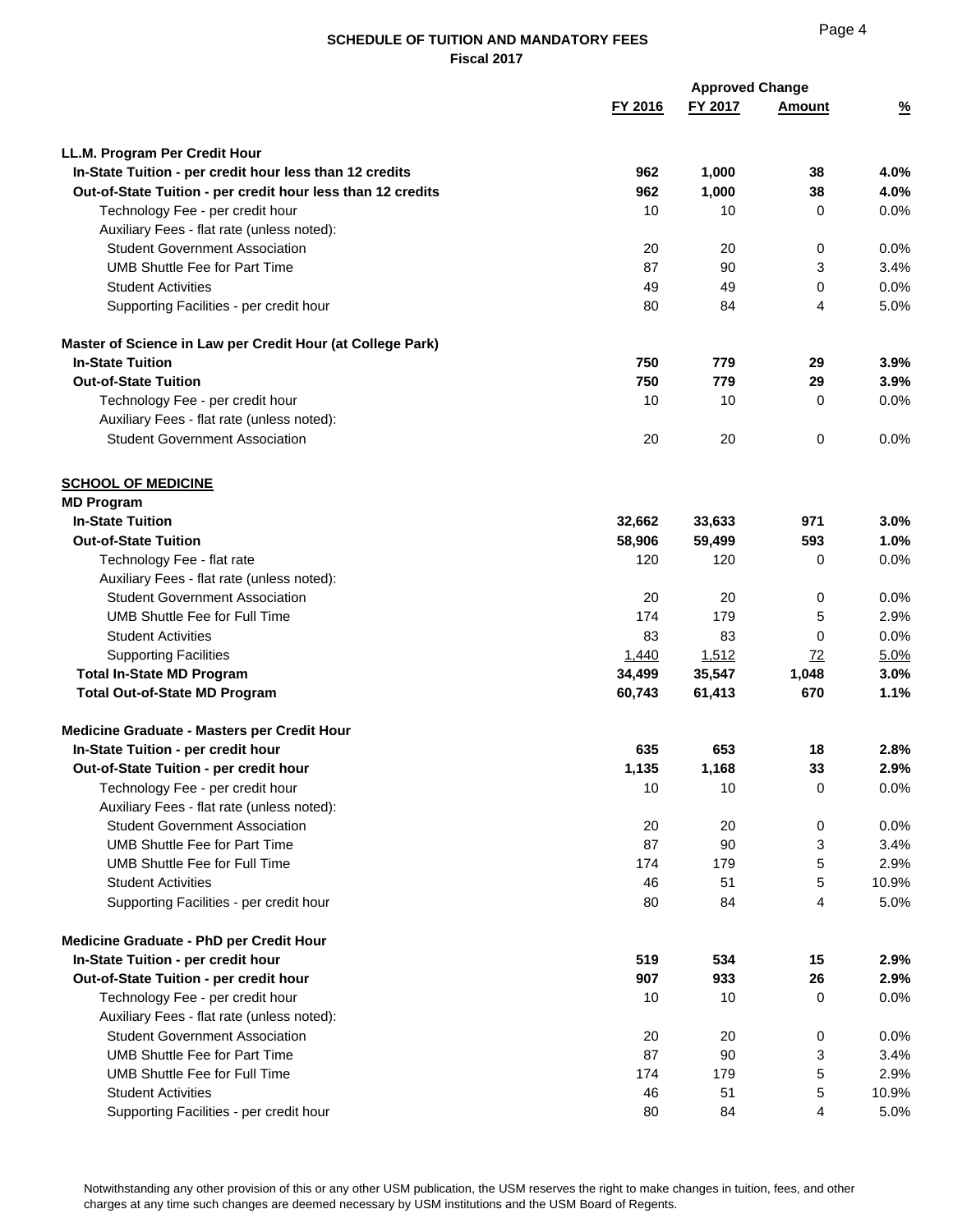## SCHEDULE OF TUITION AND MANDATORY FEES
### Fiscal 2017

| | FY 2016 | FY 2017 | Approved Change Amount | % |
|---|---|---|---|---|
| **LL.M. Program Per Credit Hour** | | | | |
| **In-State Tuition - per credit hour less than 12 credits** | **962** | **1,000** | **38** | **4.0%** |
| **Out-of-State Tuition - per credit hour less than 12 credits** | **962** | **1,000** | **38** | **4.0%** |
| Technology Fee - per credit hour | 10 | 10 | 0 | 0.0% |
| Auxiliary Fees - flat rate (unless noted): | | | | |
| Student Government Association | 20 | 20 | 0 | 0.0% |
| UMB Shuttle Fee for Part Time | 87 | 90 | 3 | 3.4% |
| Student Activities | 49 | 49 | 0 | 0.0% |
| Supporting Facilities - per credit hour | 80 | 84 | 4 | 5.0% |
| **Master of Science in Law per Credit Hour (at College Park)** | | | | |
| **In-State Tuition** | **750** | **779** | **29** | **3.9%** |
| **Out-of-State Tuition** | **750** | **779** | **29** | **3.9%** |
| Technology Fee - per credit hour | 10 | 10 | 0 | 0.0% |
| Auxiliary Fees - flat rate (unless noted): | | | | |
| Student Government Association | 20 | 20 | 0 | 0.0% |
| **SCHOOL OF MEDICINE** | | | | |
| **MD Program** | | | | |
| **In-State Tuition** | **32,662** | **33,633** | **971** | **3.0%** |
| **Out-of-State Tuition** | **58,906** | **59,499** | **593** | **1.0%** |
| Technology Fee - flat rate | 120 | 120 | 0 | 0.0% |
| Auxiliary Fees - flat rate (unless noted): | | | | |
| Student Government Association | 20 | 20 | 0 | 0.0% |
| UMB Shuttle Fee for Full Time | 174 | 179 | 5 | 2.9% |
| Student Activities | 83 | 83 | 0 | 0.0% |
| Supporting Facilities | 1,440 | 1,512 | 72 | 5.0% |
| **Total In-State MD Program** | **34,499** | **35,547** | **1,048** | **3.0%** |
| **Total Out-of-State MD Program** | **60,743** | **61,413** | **670** | **1.1%** |
| **Medicine Graduate - Masters per Credit Hour** | | | | |
| **In-State Tuition - per credit hour** | **635** | **653** | **18** | **2.8%** |
| **Out-of-State Tuition - per credit hour** | **1,135** | **1,168** | **33** | **2.9%** |
| Technology Fee - per credit hour | 10 | 10 | 0 | 0.0% |
| Auxiliary Fees - flat rate (unless noted): | | | | |
| Student Government Association | 20 | 20 | 0 | 0.0% |
| UMB Shuttle Fee for Part Time | 87 | 90 | 3 | 3.4% |
| UMB Shuttle Fee for Full Time | 174 | 179 | 5 | 2.9% |
| Student Activities | 46 | 51 | 5 | 10.9% |
| Supporting Facilities - per credit hour | 80 | 84 | 4 | 5.0% |
| **Medicine Graduate - PhD per Credit Hour** | | | | |
| **In-State Tuition - per credit hour** | **519** | **534** | **15** | **2.9%** |
| **Out-of-State Tuition - per credit hour** | **907** | **933** | **26** | **2.9%** |
| Technology Fee - per credit hour | 10 | 10 | 0 | 0.0% |
| Auxiliary Fees - flat rate (unless noted): | | | | |
| Student Government Association | 20 | 20 | 0 | 0.0% |
| UMB Shuttle Fee for Part Time | 87 | 90 | 3 | 3.4% |
| UMB Shuttle Fee for Full Time | 174 | 179 | 5 | 2.9% |
| Student Activities | 46 | 51 | 5 | 10.9% |
| Supporting Facilities - per credit hour | 80 | 84 | 4 | 5.0% |

Notwithstanding any other provision of this or any other USM publication, the USM reserves the right to make changes in tuition, fees, and other charges at any time such changes are deemed necessary by USM institutions and the USM Board of Regents.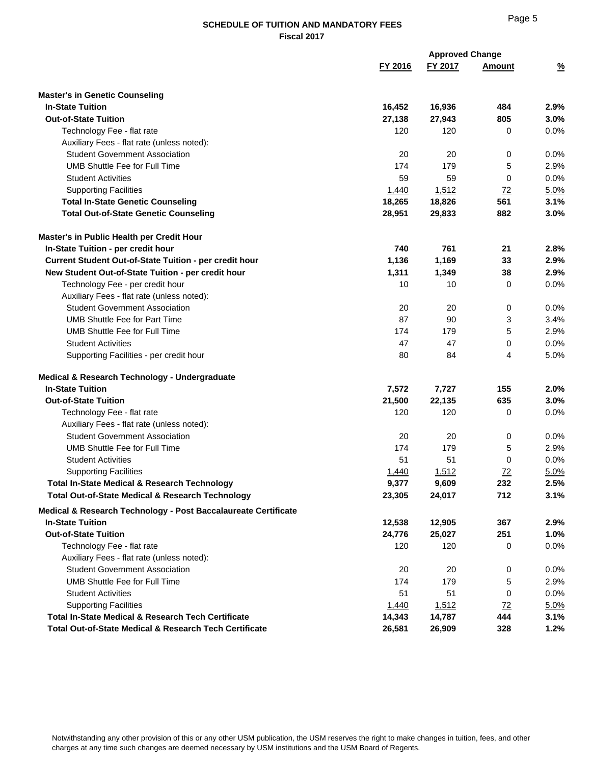## SCHEDULE OF TUITION AND MANDATORY FEES
### Fiscal 2017

| | FY 2016 | FY 2017 | Approved Change Amount | % |
|---|---|---|---|---|
| **Master's in Genetic Counseling** | | | | |
| **In-State Tuition** | **16,452** | **16,936** | **484** | **2.9%** |
| **Out-of-State Tuition** | **27,138** | **27,943** | **805** | **3.0%** |
| Technology Fee - flat rate | 120 | 120 | 0 | 0.0% |
| Auxiliary Fees - flat rate (unless noted): | | | | |
| Student Government Association | 20 | 20 | 0 | 0.0% |
| UMB Shuttle Fee for Full Time | 174 | 179 | 5 | 2.9% |
| Student Activities | 59 | 59 | 0 | 0.0% |
| Supporting Facilities | 1,440 | 1,512 | 72 | 5.0% |
| **Total In-State Genetic Counseling** | **18,265** | **18,826** | **561** | **3.1%** |
| **Total Out-of-State Genetic Counseling** | **28,951** | **29,833** | **882** | **3.0%** |
| **Master's in Public Health per Credit Hour** | | | | |
| **In-State Tuition - per credit hour** | **740** | **761** | **21** | **2.8%** |
| **Current Student Out-of-State Tuition - per credit hour** | **1,136** | **1,169** | **33** | **2.9%** |
| **New Student Out-of-State Tuition - per credit hour** | **1,311** | **1,349** | **38** | **2.9%** |
| Technology Fee - per credit hour | 10 | 10 | 0 | 0.0% |
| Auxiliary Fees - flat rate (unless noted): | | | | |
| Student Government Association | 20 | 20 | 0 | 0.0% |
| UMB Shuttle Fee for Part Time | 87 | 90 | 3 | 3.4% |
| UMB Shuttle Fee for Full Time | 174 | 179 | 5 | 2.9% |
| Student Activities | 47 | 47 | 0 | 0.0% |
| Supporting Facilities - per credit hour | 80 | 84 | 4 | 5.0% |
| **Medical & Research Technology - Undergraduate** | | | | |
| **In-State Tuition** | **7,572** | **7,727** | **155** | **2.0%** |
| **Out-of-State Tuition** | **21,500** | **22,135** | **635** | **3.0%** |
| Technology Fee - flat rate | 120 | 120 | 0 | 0.0% |
| Auxiliary Fees - flat rate (unless noted): | | | | |
| Student Government Association | 20 | 20 | 0 | 0.0% |
| UMB Shuttle Fee for Full Time | 174 | 179 | 5 | 2.9% |
| Student Activities | 51 | 51 | 0 | 0.0% |
| Supporting Facilities | 1,440 | 1,512 | 72 | 5.0% |
| **Total In-State Medical & Research Technology** | **9,377** | **9,609** | **232** | **2.5%** |
| **Total Out-of-State Medical & Research Technology** | **23,305** | **24,017** | **712** | **3.1%** |
| **Medical & Research Technology - Post Baccalaureate Certificate** | | | | |
| **In-State Tuition** | **12,538** | **12,905** | **367** | **2.9%** |
| **Out-of-State Tuition** | **24,776** | **25,027** | **251** | **1.0%** |
| Technology Fee - flat rate | 120 | 120 | 0 | 0.0% |
| Auxiliary Fees - flat rate (unless noted): | | | | |
| Student Government Association | 20 | 20 | 0 | 0.0% |
| UMB Shuttle Fee for Full Time | 174 | 179 | 5 | 2.9% |
| Student Activities | 51 | 51 | 0 | 0.0% |
| Supporting Facilities | 1,440 | 1,512 | 72 | 5.0% |
| **Total In-State Medical & Research Tech Certificate** | **14,343** | **14,787** | **444** | **3.1%** |
| **Total Out-of-State Medical & Research Tech Certificate** | **26,581** | **26,909** | **328** | **1.2%** |

Notwithstanding any other provision of this or any other USM publication, the USM reserves the right to make changes in tuition, fees, and other charges at any time such changes are deemed necessary by USM institutions and the USM Board of Regents.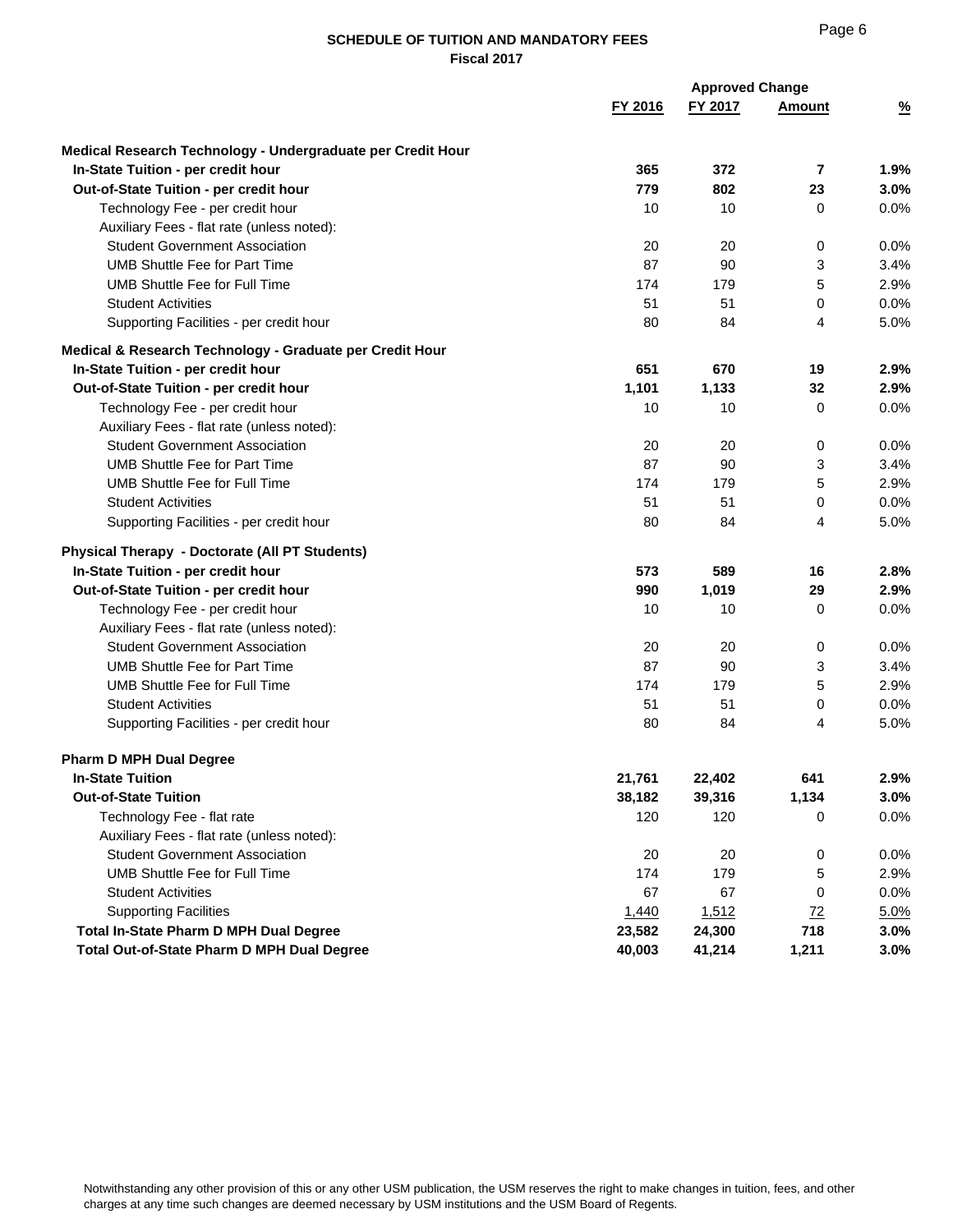**SCHEDULE OF TUITION AND MANDATORY FEES**
**Fiscal 2017**

| | FY 2016 | FY 2017 | Approved Change Amount | % |
|---|---|---|---|---|
| **Medical Research Technology - Undergraduate per Credit Hour** | | | | |
| **In-State Tuition - per credit hour** | **365** | **372** | **7** | **1.9%** |
| **Out-of-State Tuition - per credit hour** | **779** | **802** | **23** | **3.0%** |
| Technology Fee - per credit hour | 10 | 10 | 0 | 0.0% |
| Auxiliary Fees - flat rate (unless noted): | | | | |
| Student Government Association | 20 | 20 | 0 | 0.0% |
| UMB Shuttle Fee for Part Time | 87 | 90 | 3 | 3.4% |
| UMB Shuttle Fee for Full Time | 174 | 179 | 5 | 2.9% |
| Student Activities | 51 | 51 | 0 | 0.0% |
| Supporting Facilities - per credit hour | 80 | 84 | 4 | 5.0% |
| **Medical & Research Technology - Graduate per Credit Hour** | | | | |
| **In-State Tuition - per credit hour** | **651** | **670** | **19** | **2.9%** |
| **Out-of-State Tuition - per credit hour** | **1,101** | **1,133** | **32** | **2.9%** |
| Technology Fee - per credit hour | 10 | 10 | 0 | 0.0% |
| Auxiliary Fees - flat rate (unless noted): | | | | |
| Student Government Association | 20 | 20 | 0 | 0.0% |
| UMB Shuttle Fee for Part Time | 87 | 90 | 3 | 3.4% |
| UMB Shuttle Fee for Full Time | 174 | 179 | 5 | 2.9% |
| Student Activities | 51 | 51 | 0 | 0.0% |
| Supporting Facilities - per credit hour | 80 | 84 | 4 | 5.0% |
| **Physical Therapy - Doctorate (All PT Students)** | | | | |
| **In-State Tuition - per credit hour** | **573** | **589** | **16** | **2.8%** |
| **Out-of-State Tuition - per credit hour** | **990** | **1,019** | **29** | **2.9%** |
| Technology Fee - per credit hour | 10 | 10 | 0 | 0.0% |
| Auxiliary Fees - flat rate (unless noted): | | | | |
| Student Government Association | 20 | 20 | 0 | 0.0% |
| UMB Shuttle Fee for Part Time | 87 | 90 | 3 | 3.4% |
| UMB Shuttle Fee for Full Time | 174 | 179 | 5 | 2.9% |
| Student Activities | 51 | 51 | 0 | 0.0% |
| Supporting Facilities - per credit hour | 80 | 84 | 4 | 5.0% |
| **Pharm D MPH Dual Degree** | | | | |
| **In-State Tuition** | **21,761** | **22,402** | **641** | **2.9%** |
| **Out-of-State Tuition** | **38,182** | **39,316** | **1,134** | **3.0%** |
| Technology Fee - flat rate | 120 | 120 | 0 | 0.0% |
| Auxiliary Fees - flat rate (unless noted): | | | | |
| Student Government Association | 20 | 20 | 0 | 0.0% |
| UMB Shuttle Fee for Full Time | 174 | 179 | 5 | 2.9% |
| Student Activities | 67 | 67 | 0 | 0.0% |
| Supporting Facilities | 1,440 | 1,512 | 72 | 5.0% |
| **Total In-State Pharm D MPH Dual Degree** | **23,582** | **24,300** | **718** | **3.0%** |
| **Total Out-of-State Pharm D MPH Dual Degree** | **40,003** | **41,214** | **1,211** | **3.0%** |

Notwithstanding any other provision of this or any other USM publication, the USM reserves the right to make changes in tuition, fees, and other charges at any time such changes are deemed necessary by USM institutions and the USM Board of Regents.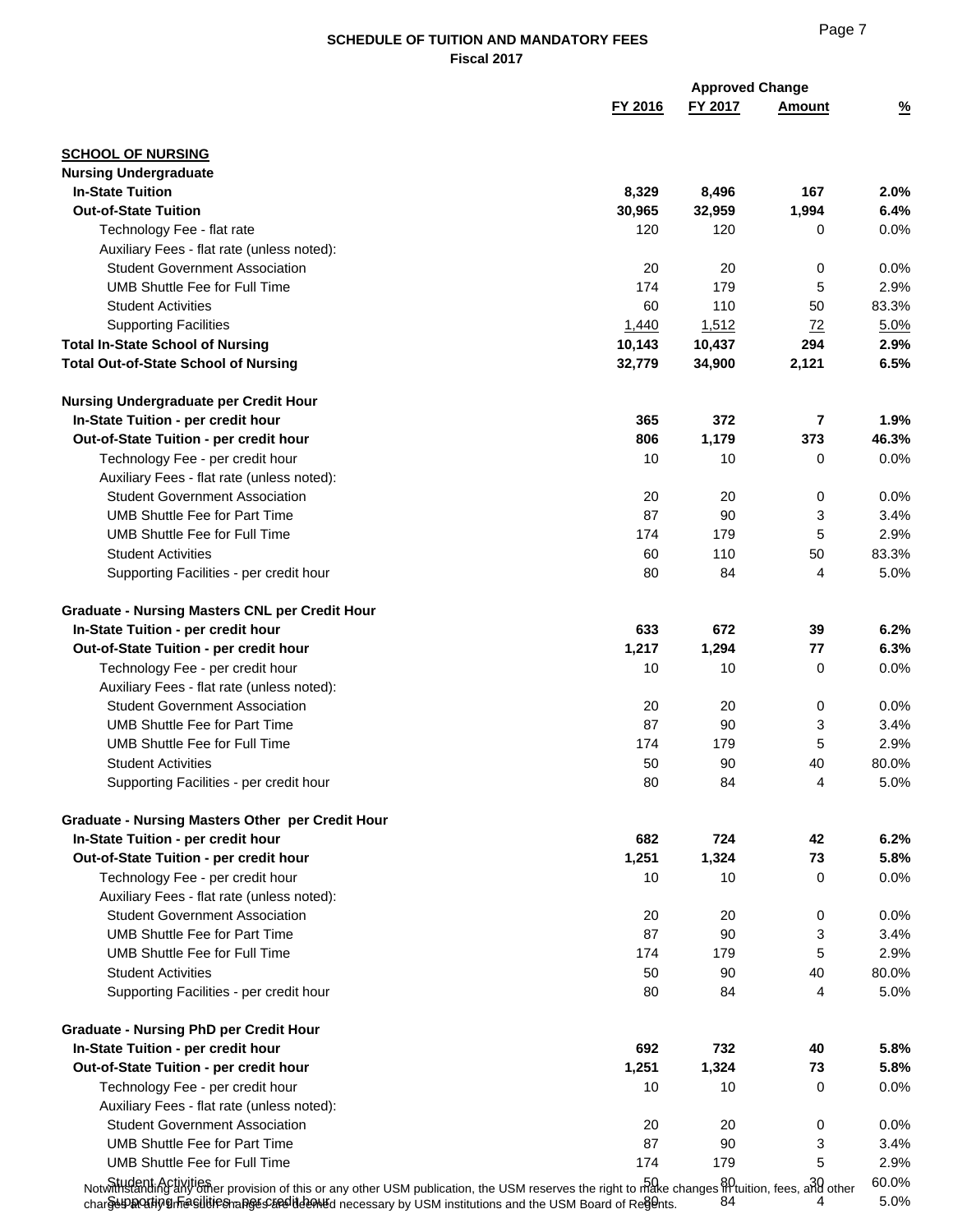## SCHEDULE OF TUITION AND MANDATORY FEES
### Fiscal 2017

| | FY 2016 | FY 2017 | Approved Change Amount | % |
|---|---|---|---|---|
| **SCHOOL OF NURSING** | | | | |
| **Nursing Undergraduate** | | | | |
| **In-State Tuition** | **8,329** | **8,496** | **167** | **2.0%** |
| **Out-of-State Tuition** | **30,965** | **32,959** | **1,994** | **6.4%** |
| Technology Fee - flat rate | 120 | 120 | 0 | 0.0% |
| Auxiliary Fees - flat rate (unless noted): | | | | |
| Student Government Association | 20 | 20 | 0 | 0.0% |
| UMB Shuttle Fee for Full Time | 174 | 179 | 5 | 2.9% |
| Student Activities | 60 | 110 | 50 | 83.3% |
| Supporting Facilities | 1,440 | 1,512 | 72 | 5.0% |
| **Total In-State School of Nursing** | **10,143** | **10,437** | **294** | **2.9%** |
| **Total Out-of-State School of Nursing** | **32,779** | **34,900** | **2,121** | **6.5%** |
| **Nursing Undergraduate per Credit Hour** | | | | |
| **In-State Tuition - per credit hour** | **365** | **372** | **7** | **1.9%** |
| **Out-of-State Tuition - per credit hour** | **806** | **1,179** | **373** | **46.3%** |
| Technology Fee - per credit hour | 10 | 10 | 0 | 0.0% |
| Auxiliary Fees - flat rate (unless noted): | | | | |
| Student Government Association | 20 | 20 | 0 | 0.0% |
| UMB Shuttle Fee for Part Time | 87 | 90 | 3 | 3.4% |
| UMB Shuttle Fee for Full Time | 174 | 179 | 5 | 2.9% |
| Student Activities | 60 | 110 | 50 | 83.3% |
| Supporting Facilities - per credit hour | 80 | 84 | 4 | 5.0% |
| **Graduate - Nursing Masters CNL per Credit Hour** | | | | |
| **In-State Tuition - per credit hour** | **633** | **672** | **39** | **6.2%** |
| **Out-of-State Tuition - per credit hour** | **1,217** | **1,294** | **77** | **6.3%** |
| Technology Fee - per credit hour | 10 | 10 | 0 | 0.0% |
| Auxiliary Fees - flat rate (unless noted): | | | | |
| Student Government Association | 20 | 20 | 0 | 0.0% |
| UMB Shuttle Fee for Part Time | 87 | 90 | 3 | 3.4% |
| UMB Shuttle Fee for Full Time | 174 | 179 | 5 | 2.9% |
| Student Activities | 50 | 90 | 40 | 80.0% |
| Supporting Facilities - per credit hour | 80 | 84 | 4 | 5.0% |
| **Graduate - Nursing Masters Other per Credit Hour** | | | | |
| **In-State Tuition - per credit hour** | **682** | **724** | **42** | **6.2%** |
| **Out-of-State Tuition - per credit hour** | **1,251** | **1,324** | **73** | **5.8%** |
| Technology Fee - per credit hour | 10 | 10 | 0 | 0.0% |
| Auxiliary Fees - flat rate (unless noted): | | | | |
| Student Government Association | 20 | 20 | 0 | 0.0% |
| UMB Shuttle Fee for Part Time | 87 | 90 | 3 | 3.4% |
| UMB Shuttle Fee for Full Time | 174 | 179 | 5 | 2.9% |
| Student Activities | 50 | 90 | 40 | 80.0% |
| Supporting Facilities - per credit hour | 80 | 84 | 4 | 5.0% |
| **Graduate - Nursing PhD per Credit Hour** | | | | |
| **In-State Tuition - per credit hour** | **692** | **732** | **40** | **5.8%** |
| **Out-of-State Tuition - per credit hour** | **1,251** | **1,324** | **73** | **5.8%** |
| Technology Fee - per credit hour | 10 | 10 | 0 | 0.0% |
| Auxiliary Fees - flat rate (unless noted): | | | | |
| Student Government Association | 20 | 20 | 0 | 0.0% |
| UMB Shuttle Fee for Part Time | 87 | 90 | 3 | 3.4% |
| UMB Shuttle Fee for Full Time | 174 | 179 | 5 | 2.9% |
| Student Activities | 50 | 80 | 30 | 60.0% |
| Supporting Facilities - per credit hour | 80 | 84 | 4 | 5.0% |

Notwithstanding any other provision of this or any other USM publication, the USM reserves the right to make changes in tuition, fees, and other charges at any time such changes are deemed necessary by USM institutions and the USM Board of Regents.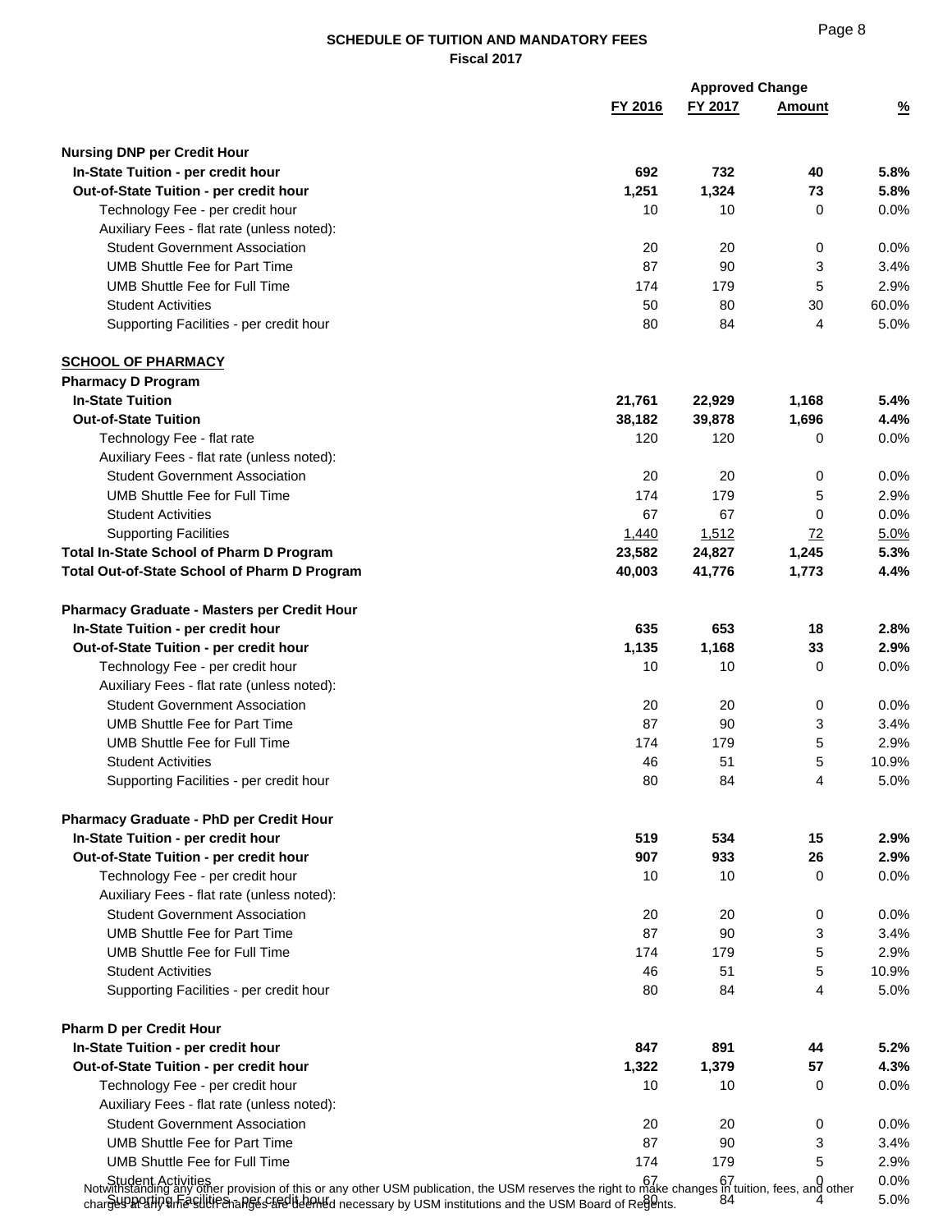## SCHEDULE OF TUITION AND MANDATORY FEES
### Fiscal 2017

| | FY 2016 | FY 2017 | Approved Change Amount | % |
|---|---|---|---|---|
| **Nursing DNP per Credit Hour** | | | | |
| **In-State Tuition - per credit hour** | **692** | **732** | **40** | **5.8%** |
| **Out-of-State Tuition - per credit hour** | **1,251** | **1,324** | **73** | **5.8%** |
| Technology Fee - per credit hour | 10 | 10 | 0 | 0.0% |
| Auxiliary Fees - flat rate (unless noted): | | | | |
| Student Government Association | 20 | 20 | 0 | 0.0% |
| UMB Shuttle Fee for Part Time | 87 | 90 | 3 | 3.4% |
| UMB Shuttle Fee for Full Time | 174 | 179 | 5 | 2.9% |
| Student Activities | 50 | 80 | 30 | 60.0% |
| Supporting Facilities - per credit hour | 80 | 84 | 4 | 5.0% |
| **SCHOOL OF PHARMACY** | | | | |
| **Pharmacy D Program** | | | | |
| **In-State Tuition** | **21,761** | **22,929** | **1,168** | **5.4%** |
| **Out-of-State Tuition** | **38,182** | **39,878** | **1,696** | **4.4%** |
| Technology Fee - flat rate | 120 | 120 | 0 | 0.0% |
| Auxiliary Fees - flat rate (unless noted): | | | | |
| Student Government Association | 20 | 20 | 0 | 0.0% |
| UMB Shuttle Fee for Full Time | 174 | 179 | 5 | 2.9% |
| Student Activities | 67 | 67 | 0 | 0.0% |
| Supporting Facilities | 1,440 | 1,512 | 72 | 5.0% |
| **Total In-State School of Pharm D Program** | **23,582** | **24,827** | **1,245** | **5.3%** |
| **Total Out-of-State School of Pharm D Program** | **40,003** | **41,776** | **1,773** | **4.4%** |
| **Pharmacy Graduate - Masters per Credit Hour** | | | | |
| **In-State Tuition - per credit hour** | **635** | **653** | **18** | **2.8%** |
| **Out-of-State Tuition - per credit hour** | **1,135** | **1,168** | **33** | **2.9%** |
| Technology Fee - per credit hour | 10 | 10 | 0 | 0.0% |
| Auxiliary Fees - flat rate (unless noted): | | | | |
| Student Government Association | 20 | 20 | 0 | 0.0% |
| UMB Shuttle Fee for Part Time | 87 | 90 | 3 | 3.4% |
| UMB Shuttle Fee for Full Time | 174 | 179 | 5 | 2.9% |
| Student Activities | 46 | 51 | 5 | 10.9% |
| Supporting Facilities - per credit hour | 80 | 84 | 4 | 5.0% |
| **Pharmacy Graduate - PhD per Credit Hour** | | | | |
| **In-State Tuition - per credit hour** | **519** | **534** | **15** | **2.9%** |
| **Out-of-State Tuition - per credit hour** | **907** | **933** | **26** | **2.9%** |
| Technology Fee - per credit hour | 10 | 10 | 0 | 0.0% |
| Auxiliary Fees - flat rate (unless noted): | | | | |
| Student Government Association | 20 | 20 | 0 | 0.0% |
| UMB Shuttle Fee for Part Time | 87 | 90 | 3 | 3.4% |
| UMB Shuttle Fee for Full Time | 174 | 179 | 5 | 2.9% |
| Student Activities | 46 | 51 | 5 | 10.9% |
| Supporting Facilities - per credit hour | 80 | 84 | 4 | 5.0% |
| **Pharm D per Credit Hour** | | | | |
| **In-State Tuition - per credit hour** | **847** | **891** | **44** | **5.2%** |
| **Out-of-State Tuition - per credit hour** | **1,322** | **1,379** | **57** | **4.3%** |
| Technology Fee - per credit hour | 10 | 10 | 0 | 0.0% |
| Auxiliary Fees - flat rate (unless noted): | | | | |
| Student Government Association | 20 | 20 | 0 | 0.0% |
| UMB Shuttle Fee for Part Time | 87 | 90 | 3 | 3.4% |
| UMB Shuttle Fee for Full Time | 174 | 179 | 5 | 2.9% |
| Student Activities | 67 | 67 | 0 | 0.0% |
| Supporting Facilities - per credit hour | 80 | 84 | 4 | 5.0% |

Notwithstanding any other provision of this or any other USM publication, the USM reserves the right to make changes in tuition, fees, and other charges at any time such changes are deemed necessary by USM institutions and the USM Board of Regents.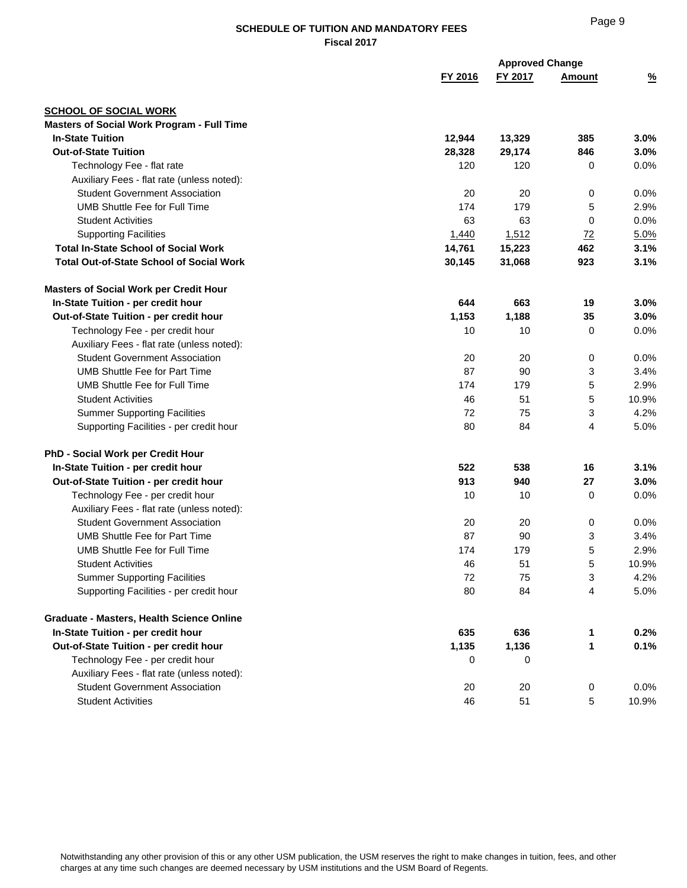**SCHEDULE OF TUITION AND MANDATORY FEES**
**Fiscal 2017**

| | FY 2016 | FY 2017 | Approved Change Amount | Approved Change % |
|---|---|---|---|---|
| **SCHOOL OF SOCIAL WORK** | | | | |
| **Masters of Social Work Program - Full Time** | | | | |
| **In-State Tuition** | **12,944** | **13,329** | **385** | **3.0%** |
| **Out-of-State Tuition** | **28,328** | **29,174** | **846** | **3.0%** |
| Technology Fee - flat rate | 120 | 120 | 0 | 0.0% |
| Auxiliary Fees - flat rate (unless noted): | | | | |
| Student Government Association | 20 | 20 | 0 | 0.0% |
| UMB Shuttle Fee for Full Time | 174 | 179 | 5 | 2.9% |
| Student Activities | 63 | 63 | 0 | 0.0% |
| Supporting Facilities | 1,440 | 1,512 | 72 | 5.0% |
| **Total In-State School of Social Work** | **14,761** | **15,223** | **462** | **3.1%** |
| **Total Out-of-State School of Social Work** | **30,145** | **31,068** | **923** | **3.1%** |
| | | | | |
| **Masters of Social Work per Credit Hour** | | | | |
| **In-State Tuition - per credit hour** | **644** | **663** | **19** | **3.0%** |
| **Out-of-State Tuition - per credit hour** | **1,153** | **1,188** | **35** | **3.0%** |
| Technology Fee - per credit hour | 10 | 10 | 0 | 0.0% |
| Auxiliary Fees - flat rate (unless noted): | | | | |
| Student Government Association | 20 | 20 | 0 | 0.0% |
| UMB Shuttle Fee for Part Time | 87 | 90 | 3 | 3.4% |
| UMB Shuttle Fee for Full Time | 174 | 179 | 5 | 2.9% |
| Student Activities | 46 | 51 | 5 | 10.9% |
| Summer Supporting Facilities | 72 | 75 | 3 | 4.2% |
| Supporting Facilities - per credit hour | 80 | 84 | 4 | 5.0% |
| | | | | |
| **PhD - Social Work per Credit Hour** | | | | |
| **In-State Tuition - per credit hour** | **522** | **538** | **16** | **3.1%** |
| **Out-of-State Tuition - per credit hour** | **913** | **940** | **27** | **3.0%** |
| Technology Fee - per credit hour | 10 | 10 | 0 | 0.0% |
| Auxiliary Fees - flat rate (unless noted): | | | | |
| Student Government Association | 20 | 20 | 0 | 0.0% |
| UMB Shuttle Fee for Part Time | 87 | 90 | 3 | 3.4% |
| UMB Shuttle Fee for Full Time | 174 | 179 | 5 | 2.9% |
| Student Activities | 46 | 51 | 5 | 10.9% |
| Summer Supporting Facilities | 72 | 75 | 3 | 4.2% |
| Supporting Facilities - per credit hour | 80 | 84 | 4 | 5.0% |
| | | | | |
| **Graduate - Masters, Health Science Online** | | | | |
| **In-State Tuition - per credit hour** | **635** | **636** | **1** | **0.2%** |
| **Out-of-State Tuition - per credit hour** | **1,135** | **1,136** | **1** | **0.1%** |
| Technology Fee - per credit hour | 0 | 0 | | |
| Auxiliary Fees - flat rate (unless noted): | | | | |
| Student Government Association | 20 | 20 | 0 | 0.0% |
| Student Activities | 46 | 51 | 5 | 10.9% |

Notwithstanding any other provision of this or any other USM publication, the USM reserves the right to make changes in tuition, fees, and other charges at any time such changes are deemed necessary by USM institutions and the USM Board of Regents.